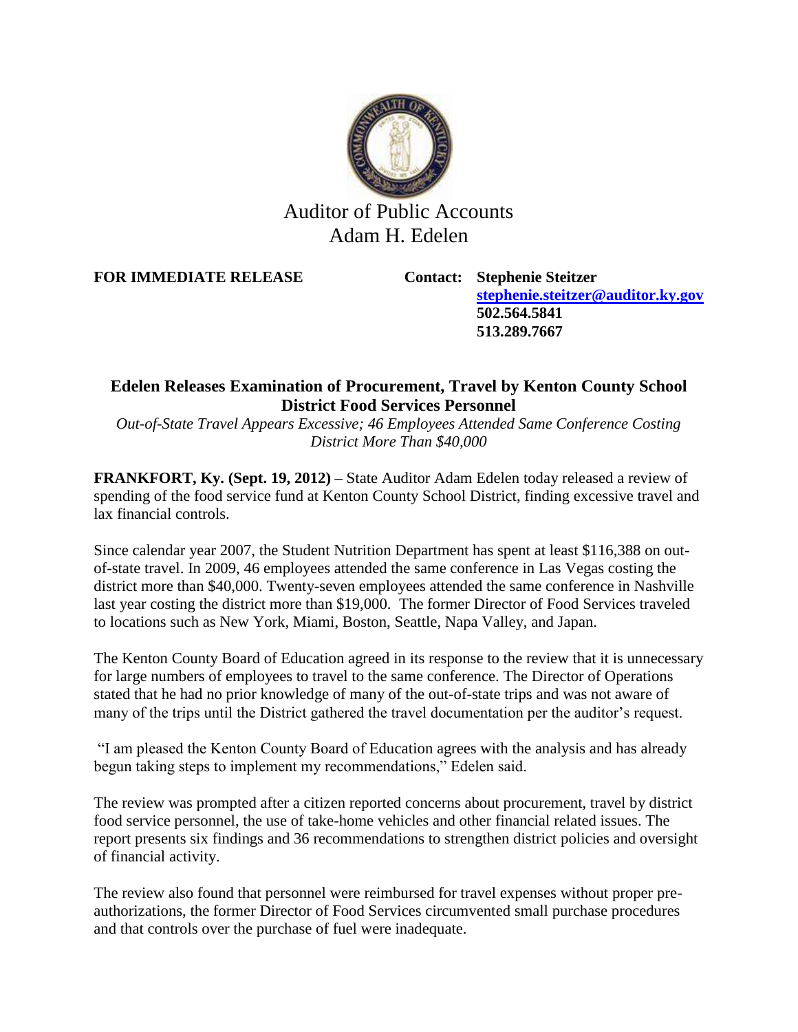Auditor of Public Accounts
Adam H. Edelen

**FOR IMMEDIATE RELEASE**

**Contact: Stephenie Steitzer**
**stephenie.steitzer@auditor.ky.gov**
**502.564.5841**
**513.289.7667**

## Edelen Releases Examination of Procurement, Travel by Kenton County School District Food Services Personnel

*Out-of-State Travel Appears Excessive; 46 Employees Attended Same Conference Costing District More Than $40,000*

**FRANKFORT, Ky. (Sept. 19, 2012) –** State Auditor Adam Edelen today released a review of spending of the food service fund at Kenton County School District, finding excessive travel and lax financial controls.

Since calendar year 2007, the Student Nutrition Department has spent at least $116,388 on out-of-state travel. In 2009, 46 employees attended the same conference in Las Vegas costing the district more than $40,000. Twenty-seven employees attended the same conference in Nashville last year costing the district more than $19,000. The former Director of Food Services traveled to locations such as New York, Miami, Boston, Seattle, Napa Valley, and Japan.

The Kenton County Board of Education agreed in its response to the review that it is unnecessary for large numbers of employees to travel to the same conference. The Director of Operations stated that he had no prior knowledge of many of the out-of-state trips and was not aware of many of the trips until the District gathered the travel documentation per the auditor's request.

"I am pleased the Kenton County Board of Education agrees with the analysis and has already begun taking steps to implement my recommendations," Edelen said.

The review was prompted after a citizen reported concerns about procurement, travel by district food service personnel, the use of take-home vehicles and other financial related issues. The report presents six findings and 36 recommendations to strengthen district policies and oversight of financial activity.

The review also found that personnel were reimbursed for travel expenses without proper pre-authorizations, the former Director of Food Services circumvented small purchase procedures and that controls over the purchase of fuel were inadequate.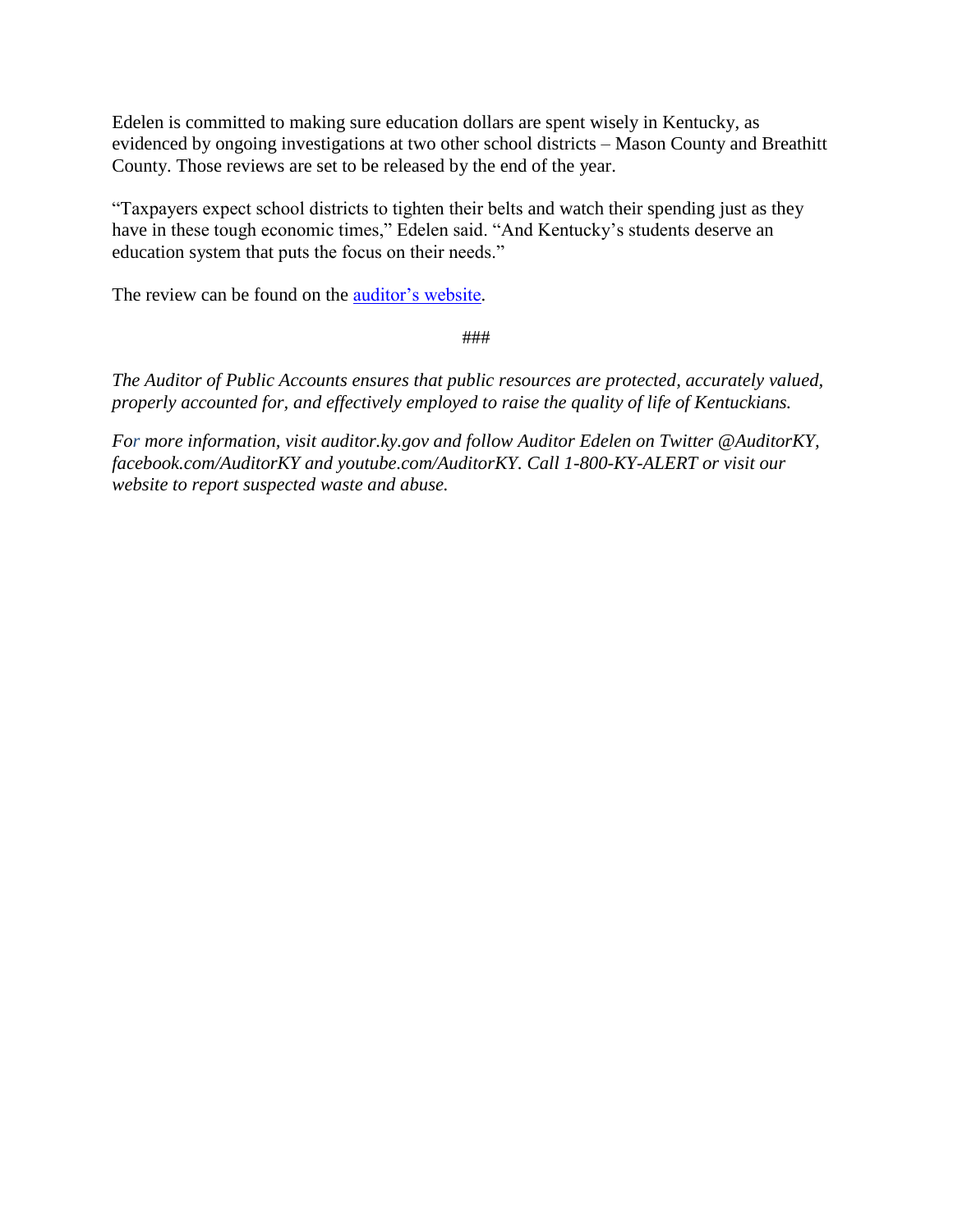Edelen is committed to making sure education dollars are spent wisely in Kentucky, as evidenced by ongoing investigations at two other school districts – Mason County and Breathitt County. Those reviews are set to be released by the end of the year.

"Taxpayers expect school districts to tighten their belts and watch their spending just as they have in these tough economic times," Edelen said. "And Kentucky's students deserve an education system that puts the focus on their needs."

The review can be found on the auditor's website.

###

*The Auditor of Public Accounts ensures that public resources are protected, accurately valued, properly accounted for, and effectively employed to raise the quality of life of Kentuckians.*

*For more information, visit auditor.ky.gov and follow Auditor Edelen on Twitter @AuditorKY, facebook.com/AuditorKY and youtube.com/AuditorKY. Call 1-800-KY-ALERT or visit our website to report suspected waste and abuse.*